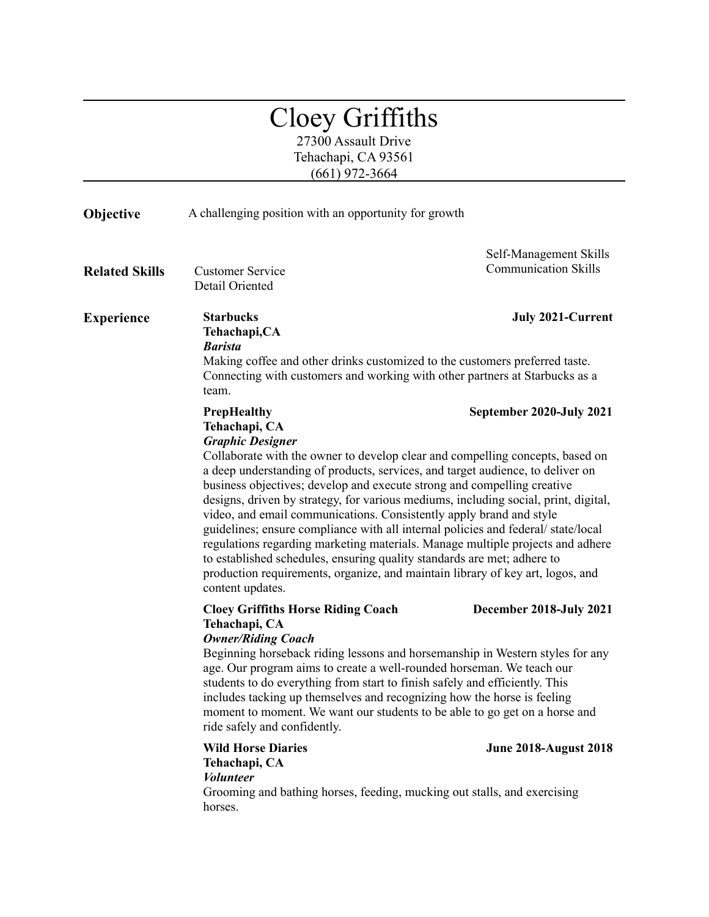# Cloey Griffiths

27300 Assault Drive
Tehachapi, CA 93561
(661) 972-3664

---

**Objective**

A challenging position with an opportunity for growth

**Related Skills**

- Customer Service
- Detail Oriented
- Self-Management Skills
- Communication Skills

**Experience**

**Starbucks** — **July 2021-Current**
**Tehachapi,CA**
***Barista***
Making coffee and other drinks customized to the customers preferred taste. Connecting with customers and working with other partners at Starbucks as a team.

**PrepHealthy** — **September 2020-July 2021**
**Tehachapi, CA**
***Graphic Designer***
Collaborate with the owner to develop clear and compelling concepts, based on a deep understanding of products, services, and target audience, to deliver on business objectives; develop and execute strong and compelling creative designs, driven by strategy, for various mediums, including social, print, digital, video, and email communications. Consistently apply brand and style guidelines; ensure compliance with all internal policies and federal/ state/local regulations regarding marketing materials. Manage multiple projects and adhere to established schedules, ensuring quality standards are met; adhere to production requirements, organize, and maintain library of key art, logos, and content updates.

**Cloey Griffiths Horse Riding Coach** — **December 2018-July 2021**
**Tehachapi, CA**
***Owner/Riding Coach***
Beginning horseback riding lessons and horsemanship in Western styles for any age. Our program aims to create a well-rounded horseman. We teach our students to do everything from start to finish safely and efficiently. This includes tacking up themselves and recognizing how the horse is feeling moment to moment. We want our students to be able to go get on a horse and ride safely and confidently.

**Wild Horse Diaries** — **June 2018-August 2018**
**Tehachapi, CA**
***Volunteer***
Grooming and bathing horses, feeding, mucking out stalls, and exercising horses.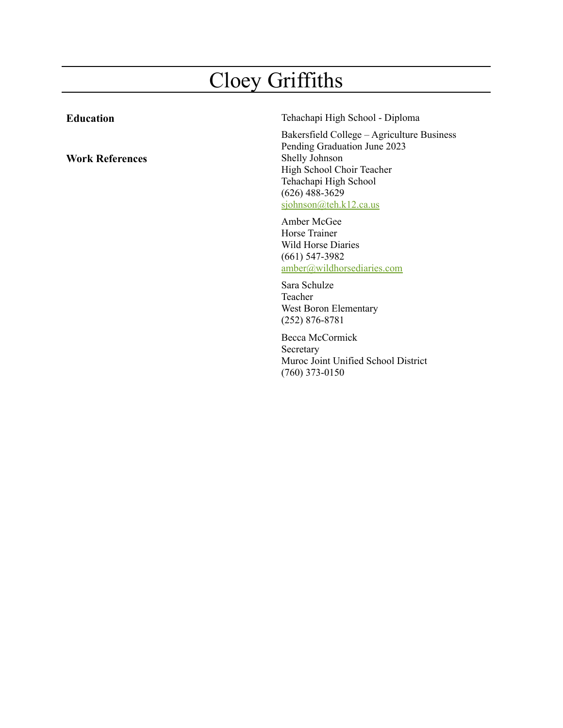# Cloey Griffiths

**Education**

Tehachapi High School - Diploma

Bakersfield College – Agriculture Business
Pending Graduation June 2023

**Work References**

Shelly Johnson
High School Choir Teacher
Tehachapi High School
(626) 488-3629
sjohnson@teh.k12.ca.us

Amber McGee
Horse Trainer
Wild Horse Diaries
(661) 547-3982
amber@wildhorsediaries.com

Sara Schulze
Teacher
West Boron Elementary
(252) 876-8781

Becca McCormick
Secretary
Muroc Joint Unified School District
(760) 373-0150